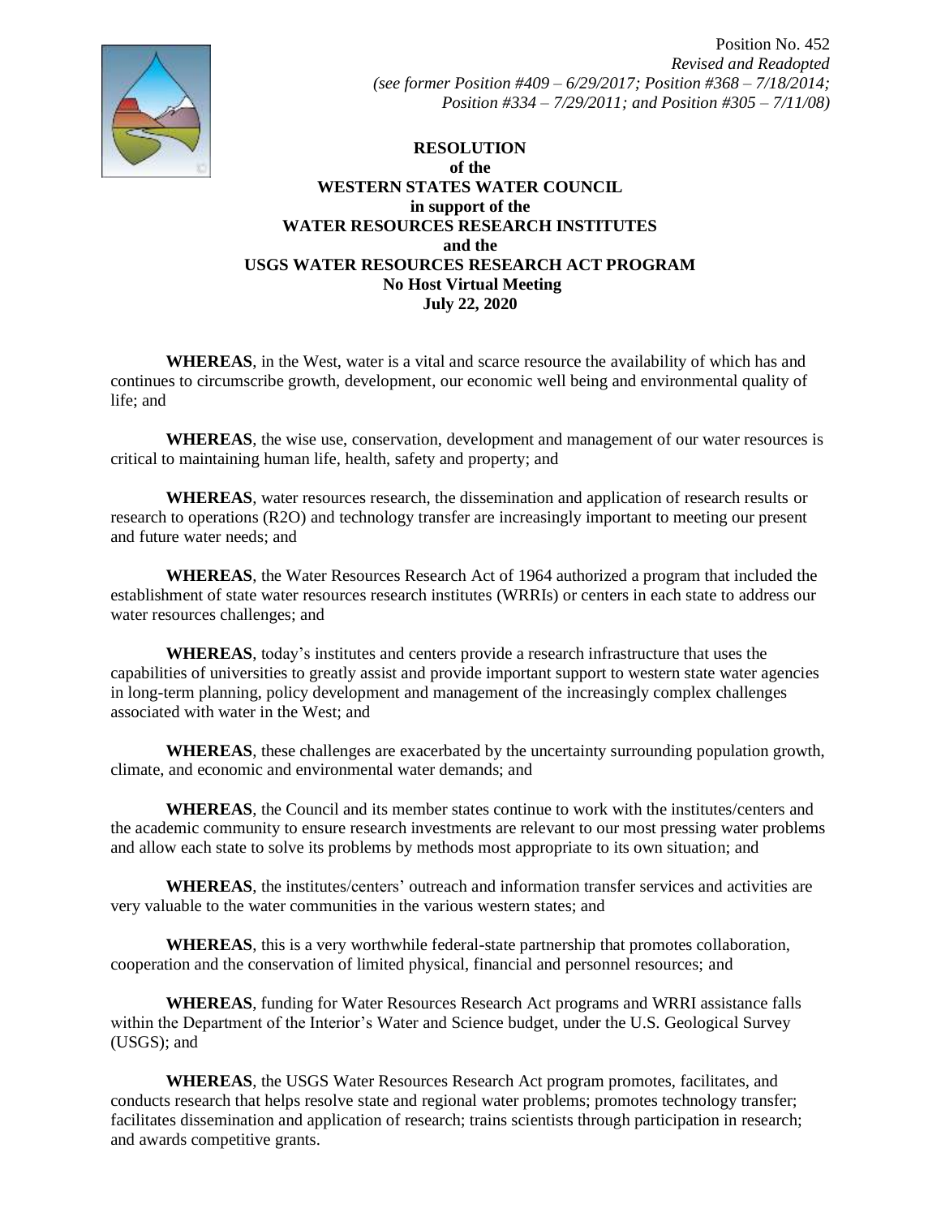Position No. 452
*Revised and Readopted*
*(see former Position #409 – 6/29/2017; Position #368 – 7/18/2014; Position #334 – 7/29/2011; and Position #305 – 7/11/08)*

**RESOLUTION**
**of the**
**WESTERN STATES WATER COUNCIL**
**in support of the**
**WATER RESOURCES RESEARCH INSTITUTES**
**and the**
**USGS WATER RESOURCES RESEARCH ACT PROGRAM**
**No Host Virtual Meeting**
**July 22, 2020**

**WHEREAS**, in the West, water is a vital and scarce resource the availability of which has and continues to circumscribe growth, development, our economic well being and environmental quality of life; and

**WHEREAS**, the wise use, conservation, development and management of our water resources is critical to maintaining human life, health, safety and property; and

**WHEREAS**, water resources research, the dissemination and application of research results or research to operations (R2O) and technology transfer are increasingly important to meeting our present and future water needs; and

**WHEREAS**, the Water Resources Research Act of 1964 authorized a program that included the establishment of state water resources research institutes (WRRIs) or centers in each state to address our water resources challenges; and

**WHEREAS**, today's institutes and centers provide a research infrastructure that uses the capabilities of universities to greatly assist and provide important support to western state water agencies in long-term planning, policy development and management of the increasingly complex challenges associated with water in the West; and

**WHEREAS**, these challenges are exacerbated by the uncertainty surrounding population growth, climate, and economic and environmental water demands; and

**WHEREAS**, the Council and its member states continue to work with the institutes/centers and the academic community to ensure research investments are relevant to our most pressing water problems and allow each state to solve its problems by methods most appropriate to its own situation; and

**WHEREAS**, the institutes/centers' outreach and information transfer services and activities are very valuable to the water communities in the various western states; and

**WHEREAS**, this is a very worthwhile federal-state partnership that promotes collaboration, cooperation and the conservation of limited physical, financial and personnel resources; and

**WHEREAS**, funding for Water Resources Research Act programs and WRRI assistance falls within the Department of the Interior's Water and Science budget, under the U.S. Geological Survey (USGS); and

**WHEREAS**, the USGS Water Resources Research Act program promotes, facilitates, and conducts research that helps resolve state and regional water problems; promotes technology transfer; facilitates dissemination and application of research; trains scientists through participation in research; and awards competitive grants.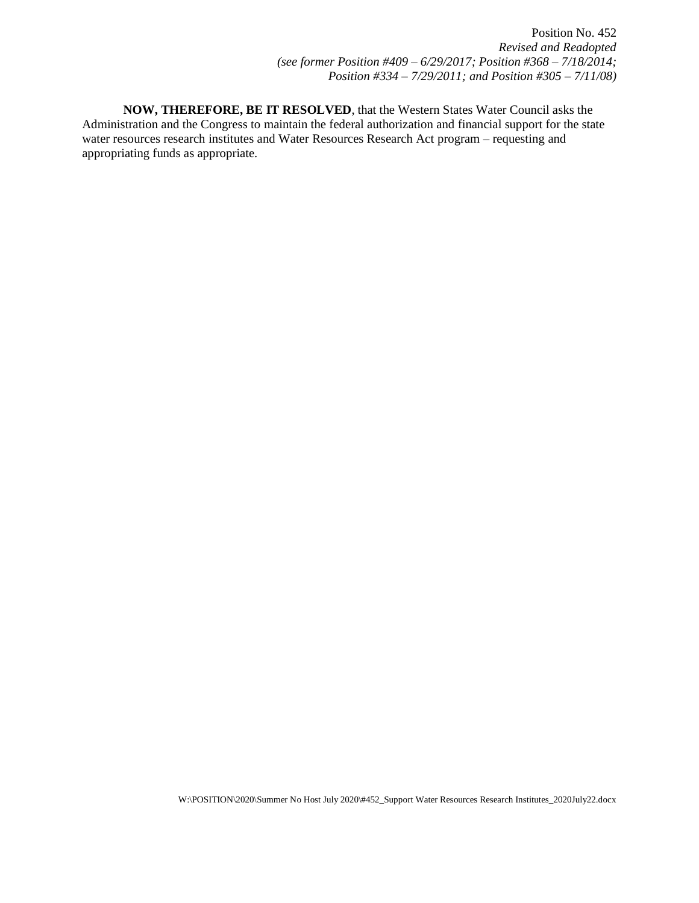Position No. 452
*Revised and Readopted*
*(see former Position #409 – 6/29/2017; Position #368 – 7/18/2014; Position #334 – 7/29/2011; and Position #305 – 7/11/08)*

**NOW, THEREFORE, BE IT RESOLVED**, that the Western States Water Council asks the Administration and the Congress to maintain the federal authorization and financial support for the state water resources research institutes and Water Resources Research Act program – requesting and appropriating funds as appropriate.

W:\POSITION\2020\Summer No Host July 2020\#452_Support Water Resources Research Institutes_2020July22.docx